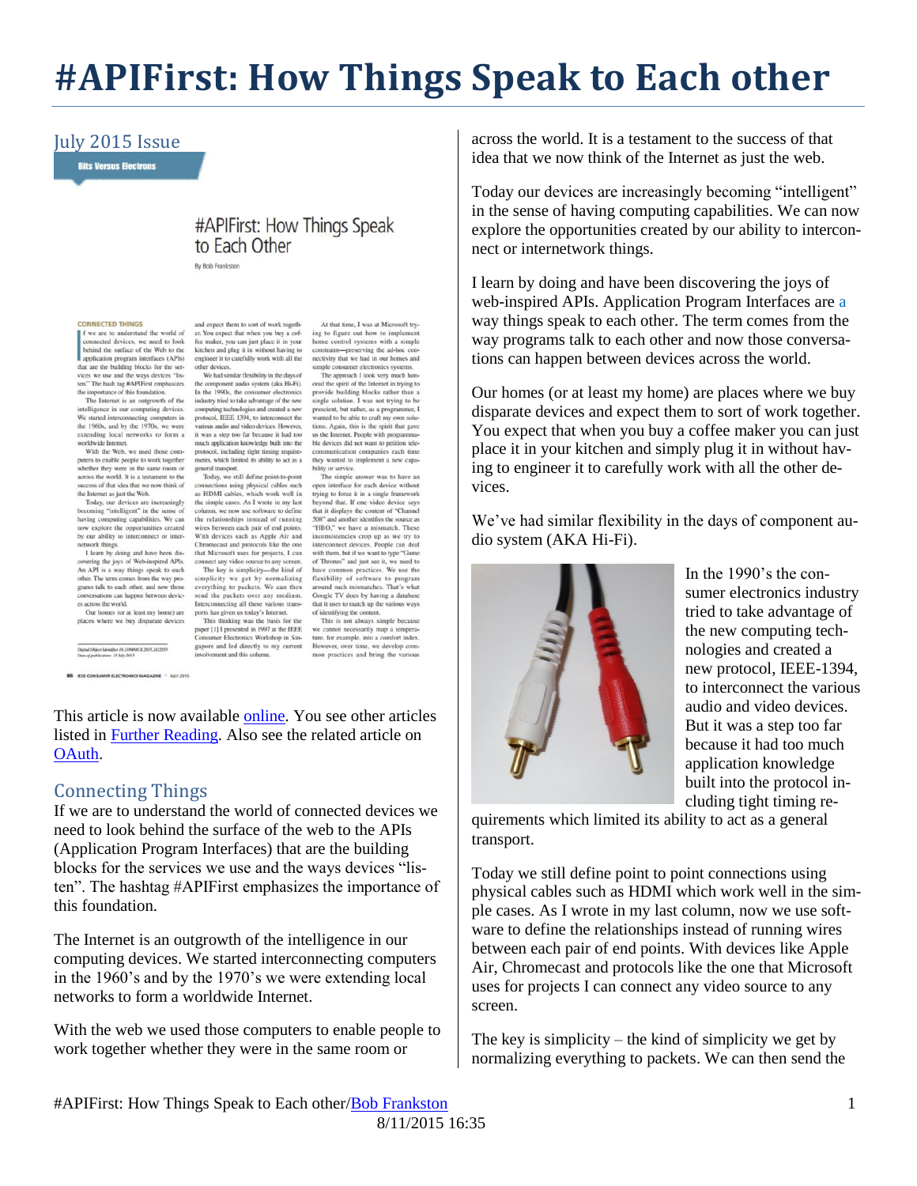# #APIFirst: How Things Speak to Each other

## July 2015 Issue

This article is now available online. You see other articles listed in Further Reading. Also see the related article on OAuth.

## Connecting Things

If we are to understand the world of connected devices we need to look behind the surface of the web to the APIs (Application Program Interfaces) that are the building blocks for the services we use and the ways devices "listen". The hashtag #APIFirst emphasizes the importance of this foundation.

The Internet is an outgrowth of the intelligence in our computing devices. We started interconnecting computers in the 1960's and by the 1970's we were extending local networks to form a worldwide Internet.

With the web we used those computers to enable people to work together whether they were in the same room or across the world. It is a testament to the success of that idea that we now think of the Internet as just the web.

Today our devices are increasingly becoming "intelligent" in the sense of having computing capabilities. We can now explore the opportunities created by our ability to interconnect or internetwork things.

I learn by doing and have been discovering the joys of web-inspired APIs. Application Program Interfaces are a way things speak to each other. The term comes from the way programs talk to each other and now those conversations can happen between devices across the world.

Our homes (or at least my home) are places where we buy disparate devices and expect them to sort of work together. You expect that when you buy a coffee maker you can just place it in your kitchen and simply plug it in without having to engineer it to carefully work with all the other devices.

We've had similar flexibility in the days of component audio system (AKA Hi-Fi).

In the 1990's the consumer electronics industry tried to take advantage of the new computing technologies and created a new protocol, IEEE-1394, to interconnect the various audio and video devices. But it was a step too far because it had too much application knowledge built into the protocol including tight timing requirements which limited its ability to act as a general transport.

Today we still define point to point connections using physical cables such as HDMI which work well in the simple cases. As I wrote in my last column, now we use software to define the relationships instead of running wires between each pair of end points. With devices like Apple Air, Chromecast and protocols like the one that Microsoft uses for projects I can connect any video source to any screen.

The key is simplicity – the kind of simplicity we get by normalizing everything to packets. We can then send the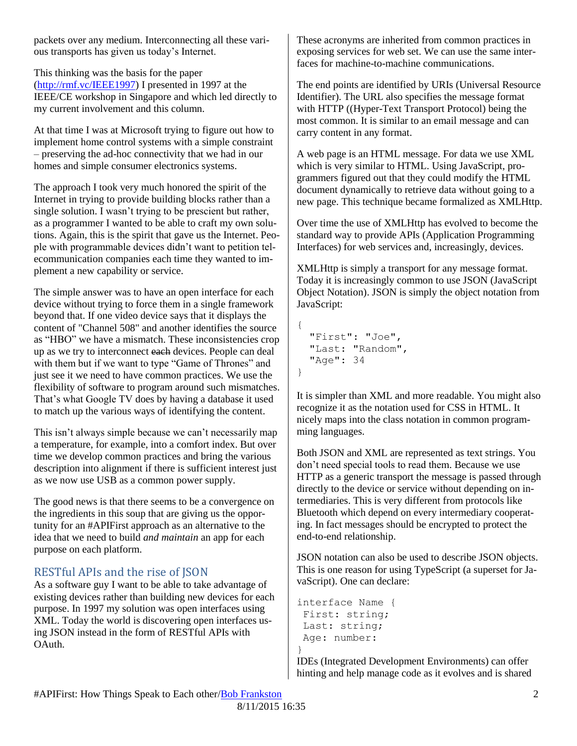packets over any medium. Interconnecting all these various transports has given us today's Internet.

This thinking was the basis for the paper (http://rmf.vc/IEEE1997) I presented in 1997 at the IEEE/CE workshop in Singapore and which led directly to my current involvement and this column.

At that time I was at Microsoft trying to figure out how to implement home control systems with a simple constraint – preserving the ad-hoc connectivity that we had in our homes and simple consumer electronics systems.

The approach I took very much honored the spirit of the Internet in trying to provide building blocks rather than a single solution. I wasn't trying to be prescient but rather, as a programmer I wanted to be able to craft my own solutions. Again, this is the spirit that gave us the Internet. People with programmable devices didn't want to petition telecommunication companies each time they wanted to implement a new capability or service.

The simple answer was to have an open interface for each device without trying to force them in a single framework beyond that. If one video device says that it displays the content of "Channel 508" and another identifies the source as "HBO" we have a mismatch. These inconsistencies crop up as we try to interconnect ~~each~~ devices. People can deal with them but if we want to type "Game of Thrones" and just see it we need to have common practices. We use the flexibility of software to program around such mismatches. That's what Google TV does by having a database it used to match up the various ways of identifying the content.

This isn't always simple because we can't necessarily map a temperature, for example, into a comfort index. But over time we develop common practices and bring the various description into alignment if there is sufficient interest just as we now use USB as a common power supply.

The good news is that there seems to be a convergence on the ingredients in this soup that are giving us the opportunity for an #APIFirst approach as an alternative to the idea that we need to build *and maintain* an app for each purpose on each platform.

## RESTful APIs and the rise of JSON

As a software guy I want to be able to take advantage of existing devices rather than building new devices for each purpose. In 1997 my solution was open interfaces using XML. Today the world is discovering open interfaces using JSON instead in the form of RESTful APIs with OAuth.

These acronyms are inherited from common practices in exposing services for web set. We can use the same interfaces for machine-to-machine communications.

The end points are identified by URIs (Universal Resource Identifier). The URL also specifies the message format with HTTP ((Hyper-Text Transport Protocol) being the most common. It is similar to an email message and can carry content in any format.

A web page is an HTML message. For data we use XML which is very similar to HTML. Using JavaScript, programmers figured out that they could modify the HTML document dynamically to retrieve data without going to a new page. This technique became formalized as XMLHttp.

Over time the use of XMLHttp has evolved to become the standard way to provide APIs (Application Programming Interfaces) for web services and, increasingly, devices.

XMLHttp is simply a transport for any message format. Today it is increasingly common to use JSON (JavaScript Object Notation). JSON is simply the object notation from JavaScript:

```
{
  "First": "Joe",
  "Last: "Random",
  "Age": 34
}
```

It is simpler than XML and more readable. You might also recognize it as the notation used for CSS in HTML. It nicely maps into the class notation in common programming languages.

Both JSON and XML are represented as text strings. You don't need special tools to read them. Because we use HTTP as a generic transport the message is passed through directly to the device or service without depending on intermediaries. This is very different from protocols like Bluetooth which depend on every intermediary cooperating. In fact messages should be encrypted to protect the end-to-end relationship.

JSON notation can also be used to describe JSON objects. This is one reason for using TypeScript (a superset for JavaScript). One can declare:

```
interface Name {
 First: string;
 Last: string;
 Age: number:
}
```

IDEs (Integrated Development Environments) can offer hinting and help manage code as it evolves and is shared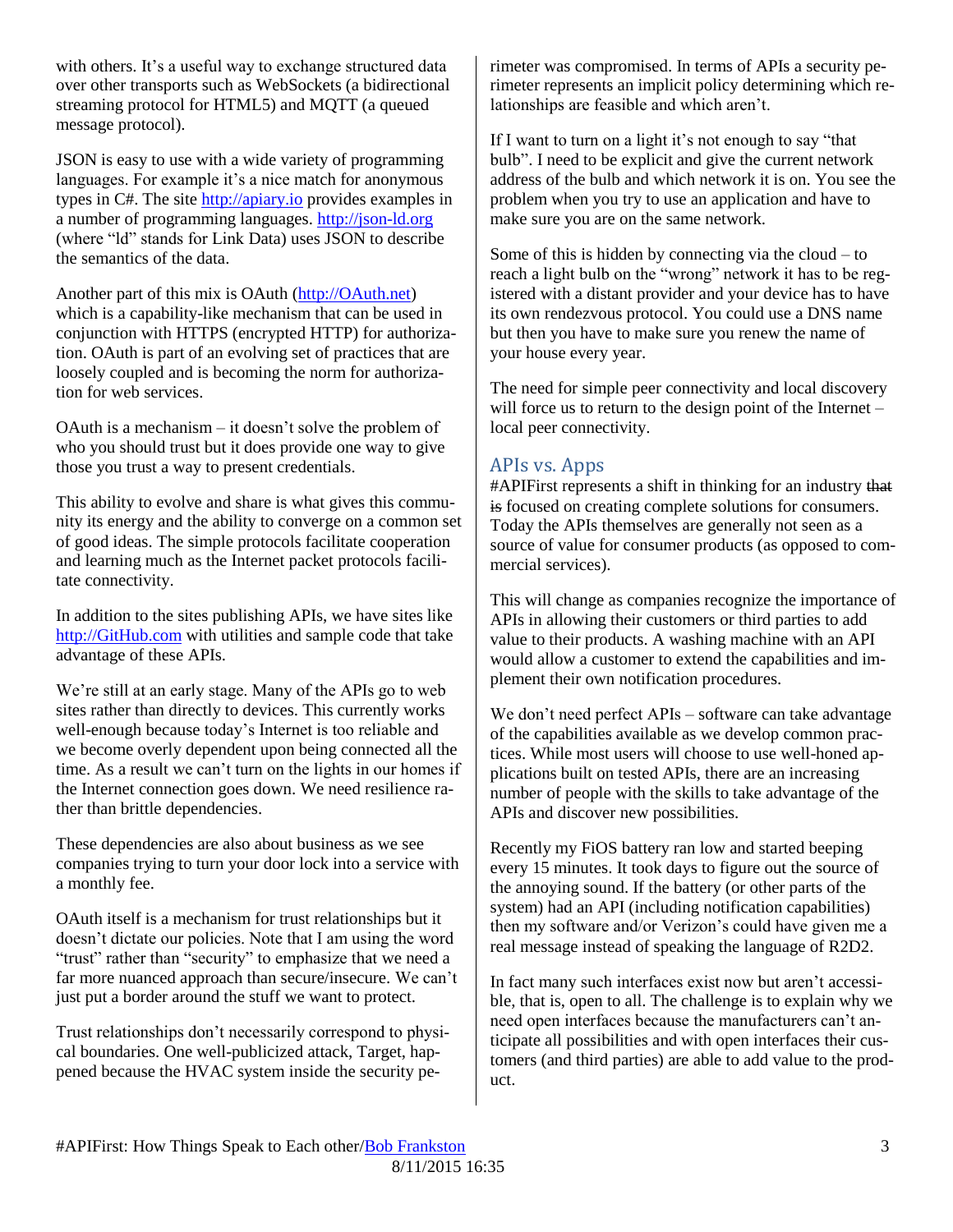with others. It's a useful way to exchange structured data over other transports such as WebSockets (a bidirectional streaming protocol for HTML5) and MQTT (a queued message protocol).

JSON is easy to use with a wide variety of programming languages. For example it's a nice match for anonymous types in C#. The site http://apiary.io provides examples in a number of programming languages. http://json-ld.org (where "ld" stands for Link Data) uses JSON to describe the semantics of the data.

Another part of this mix is OAuth (http://OAuth.net) which is a capability-like mechanism that can be used in conjunction with HTTPS (encrypted HTTP) for authorization. OAuth is part of an evolving set of practices that are loosely coupled and is becoming the norm for authorization for web services.

OAuth is a mechanism – it doesn't solve the problem of who you should trust but it does provide one way to give those you trust a way to present credentials.

This ability to evolve and share is what gives this community its energy and the ability to converge on a common set of good ideas. The simple protocols facilitate cooperation and learning much as the Internet packet protocols facilitate connectivity.

In addition to the sites publishing APIs, we have sites like http://GitHub.com with utilities and sample code that take advantage of these APIs.

We're still at an early stage. Many of the APIs go to web sites rather than directly to devices. This currently works well-enough because today's Internet is too reliable and we become overly dependent upon being connected all the time. As a result we can't turn on the lights in our homes if the Internet connection goes down. We need resilience rather than brittle dependencies.

These dependencies are also about business as we see companies trying to turn your door lock into a service with a monthly fee.

OAuth itself is a mechanism for trust relationships but it doesn't dictate our policies. Note that I am using the word "trust" rather than "security" to emphasize that we need a far more nuanced approach than secure/insecure. We can't just put a border around the stuff we want to protect.

Trust relationships don't necessarily correspond to physical boundaries. One well-publicized attack, Target, happened because the HVAC system inside the security perimeter was compromised. In terms of APIs a security perimeter represents an implicit policy determining which relationships are feasible and which aren't.

If I want to turn on a light it's not enough to say "that bulb". I need to be explicit and give the current network address of the bulb and which network it is on. You see the problem when you try to use an application and have to make sure you are on the same network.

Some of this is hidden by connecting via the cloud – to reach a light bulb on the "wrong" network it has to be registered with a distant provider and your device has to have its own rendezvous protocol. You could use a DNS name but then you have to make sure you renew the name of your house every year.

The need for simple peer connectivity and local discovery will force us to return to the design point of the Internet – local peer connectivity.

## APIs vs. Apps

#APIFirst represents a shift in thinking for an industry ~~that is~~ focused on creating complete solutions for consumers. Today the APIs themselves are generally not seen as a source of value for consumer products (as opposed to commercial services).

This will change as companies recognize the importance of APIs in allowing their customers or third parties to add value to their products. A washing machine with an API would allow a customer to extend the capabilities and implement their own notification procedures.

We don't need perfect APIs – software can take advantage of the capabilities available as we develop common practices. While most users will choose to use well-honed applications built on tested APIs, there are an increasing number of people with the skills to take advantage of the APIs and discover new possibilities.

Recently my FiOS battery ran low and started beeping every 15 minutes. It took days to figure out the source of the annoying sound. If the battery (or other parts of the system) had an API (including notification capabilities) then my software and/or Verizon's could have given me a real message instead of speaking the language of R2D2.

In fact many such interfaces exist now but aren't accessible, that is, open to all. The challenge is to explain why we need open interfaces because the manufacturers can't anticipate all possibilities and with open interfaces their customers (and third parties) are able to add value to the product.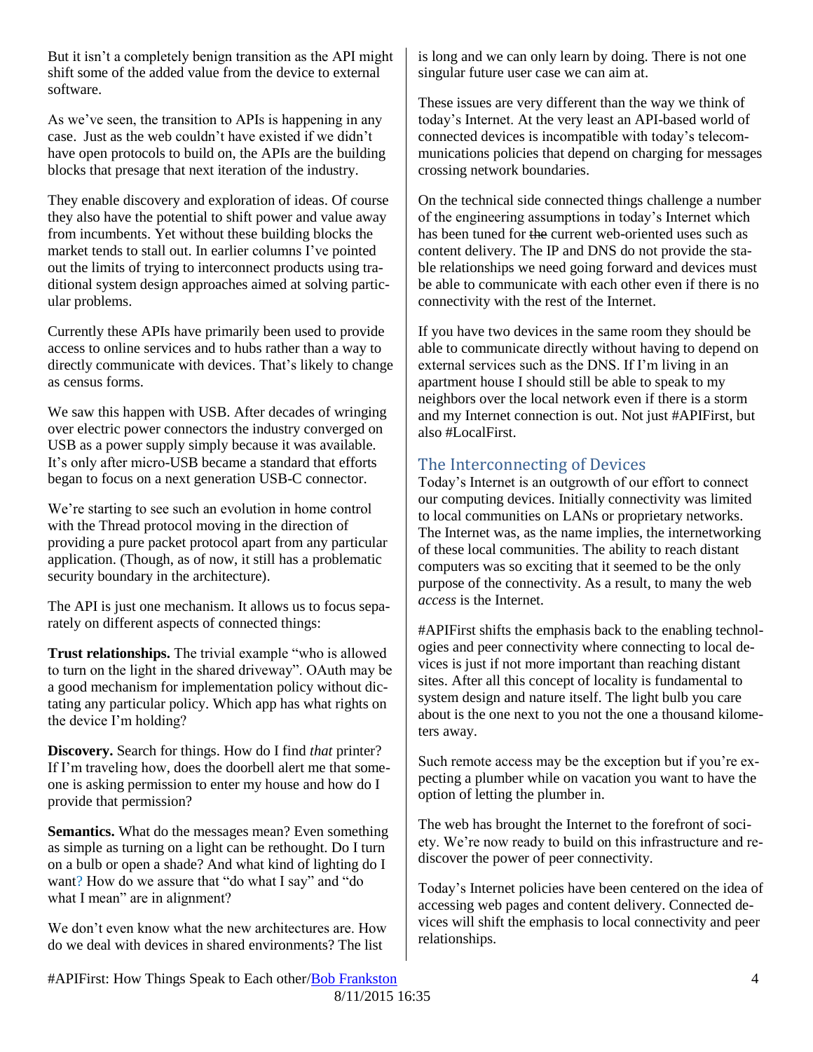But it isn't a completely benign transition as the API might shift some of the added value from the device to external software.

As we've seen, the transition to APIs is happening in any case. Just as the web couldn't have existed if we didn't have open protocols to build on, the APIs are the building blocks that presage that next iteration of the industry.

They enable discovery and exploration of ideas. Of course they also have the potential to shift power and value away from incumbents. Yet without these building blocks the market tends to stall out. In earlier columns I've pointed out the limits of trying to interconnect products using traditional system design approaches aimed at solving particular problems.

Currently these APIs have primarily been used to provide access to online services and to hubs rather than a way to directly communicate with devices. That's likely to change as census forms.

We saw this happen with USB. After decades of wringing over electric power connectors the industry converged on USB as a power supply simply because it was available. It's only after micro-USB became a standard that efforts began to focus on a next generation USB-C connector.

We're starting to see such an evolution in home control with the Thread protocol moving in the direction of providing a pure packet protocol apart from any particular application. (Though, as of now, it still has a problematic security boundary in the architecture).

The API is just one mechanism. It allows us to focus separately on different aspects of connected things:

**Trust relationships.** The trivial example "who is allowed to turn on the light in the shared driveway". OAuth may be a good mechanism for implementation policy without dictating any particular policy. Which app has what rights on the device I'm holding?

**Discovery.** Search for things. How do I find *that* printer? If I'm traveling how, does the doorbell alert me that someone is asking permission to enter my house and how do I provide that permission?

**Semantics.** What do the messages mean? Even something as simple as turning on a light can be rethought. Do I turn on a bulb or open a shade? And what kind of lighting do I want? How do we assure that "do what I say" and "do what I mean" are in alignment?

We don't even know what the new architectures are. How do we deal with devices in shared environments? The list is long and we can only learn by doing. There is not one singular future user case we can aim at.

These issues are very different than the way we think of today's Internet. At the very least an API-based world of connected devices is incompatible with today's telecommunications policies that depend on charging for messages crossing network boundaries.

On the technical side connected things challenge a number of the engineering assumptions in today's Internet which has been tuned for ~~the~~ current web-oriented uses such as content delivery. The IP and DNS do not provide the stable relationships we need going forward and devices must be able to communicate with each other even if there is no connectivity with the rest of the Internet.

If you have two devices in the same room they should be able to communicate directly without having to depend on external services such as the DNS. If I'm living in an apartment house I should still be able to speak to my neighbors over the local network even if there is a storm and my Internet connection is out. Not just #APIFirst, but also #LocalFirst.

## The Interconnecting of Devices

Today's Internet is an outgrowth of our effort to connect our computing devices. Initially connectivity was limited to local communities on LANs or proprietary networks. The Internet was, as the name implies, the internetworking of these local communities. The ability to reach distant computers was so exciting that it seemed to be the only purpose of the connectivity. As a result, to many the web *access* is the Internet.

#APIFirst shifts the emphasis back to the enabling technologies and peer connectivity where connecting to local devices is just if not more important than reaching distant sites. After all this concept of locality is fundamental to system design and nature itself. The light bulb you care about is the one next to you not the one a thousand kilometers away.

Such remote access may be the exception but if you're expecting a plumber while on vacation you want to have the option of letting the plumber in.

The web has brought the Internet to the forefront of society. We're now ready to build on this infrastructure and rediscover the power of peer connectivity.

Today's Internet policies have been centered on the idea of accessing web pages and content delivery. Connected devices will shift the emphasis to local connectivity and peer relationships.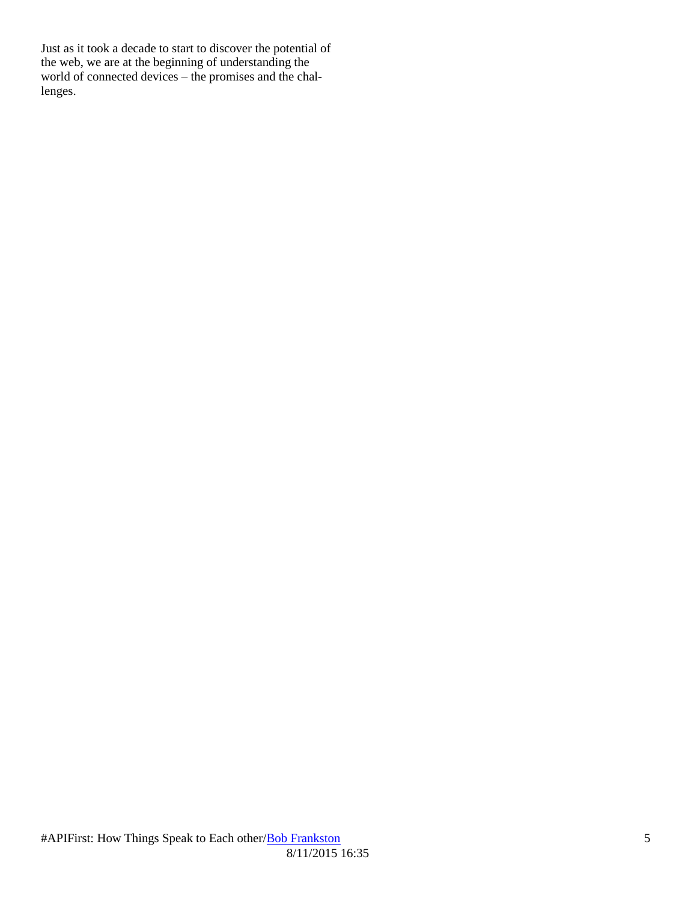Just as it took a decade to start to discover the potential of the web, we are at the beginning of understanding the world of connected devices – the promises and the challenges.